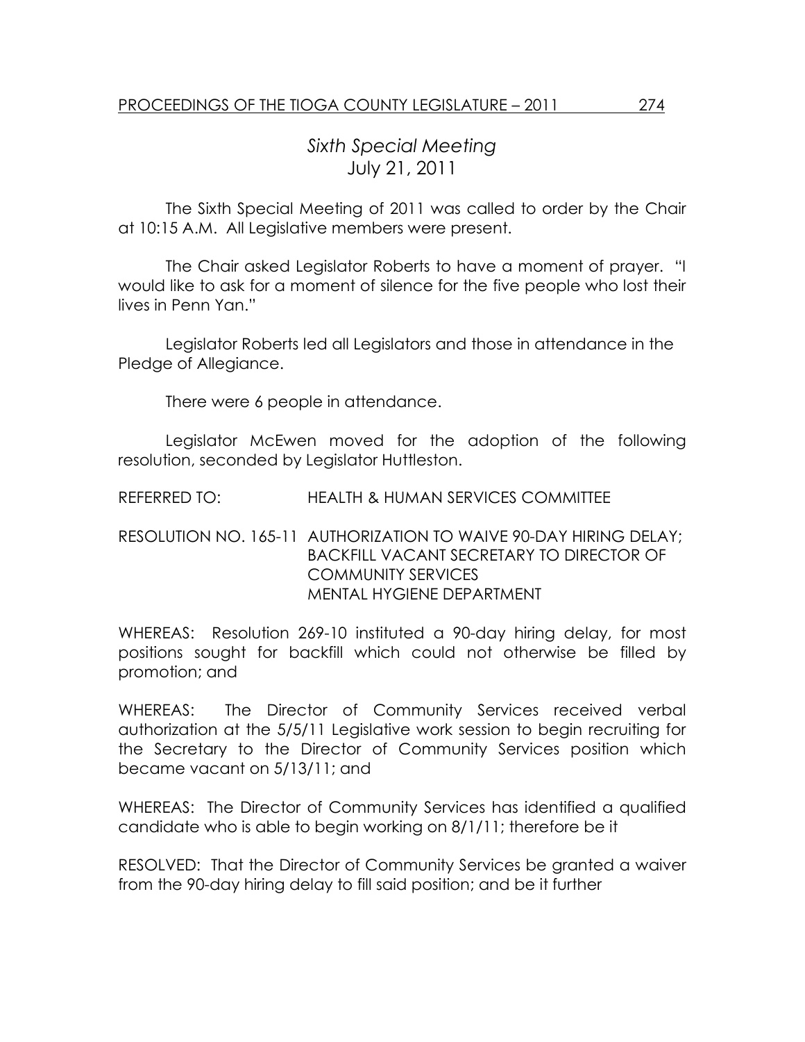*Sixth Special Meeting*
July 21, 2011

The Sixth Special Meeting of 2011 was called to order by the Chair at 10:15 A.M. All Legislative members were present.

The Chair asked Legislator Roberts to have a moment of prayer. "I would like to ask for a moment of silence for the five people who lost their lives in Penn Yan."

Legislator Roberts led all Legislators and those in attendance in the Pledge of Allegiance.

There were 6 people in attendance.

Legislator McEwen moved for the adoption of the following resolution, seconded by Legislator Huttleston.

REFERRED TO: HEALTH & HUMAN SERVICES COMMITTEE

RESOLUTION NO. 165-11 AUTHORIZATION TO WAIVE 90-DAY HIRING DELAY; BACKFILL VACANT SECRETARY TO DIRECTOR OF COMMUNITY SERVICES MENTAL HYGIENE DEPARTMENT

WHEREAS: Resolution 269-10 instituted a 90-day hiring delay, for most positions sought for backfill which could not otherwise be filled by promotion; and

WHEREAS: The Director of Community Services received verbal authorization at the 5/5/11 Legislative work session to begin recruiting for the Secretary to the Director of Community Services position which became vacant on 5/13/11; and

WHEREAS: The Director of Community Services has identified a qualified candidate who is able to begin working on 8/1/11; therefore be it

RESOLVED: That the Director of Community Services be granted a waiver from the 90-day hiring delay to fill said position; and be it further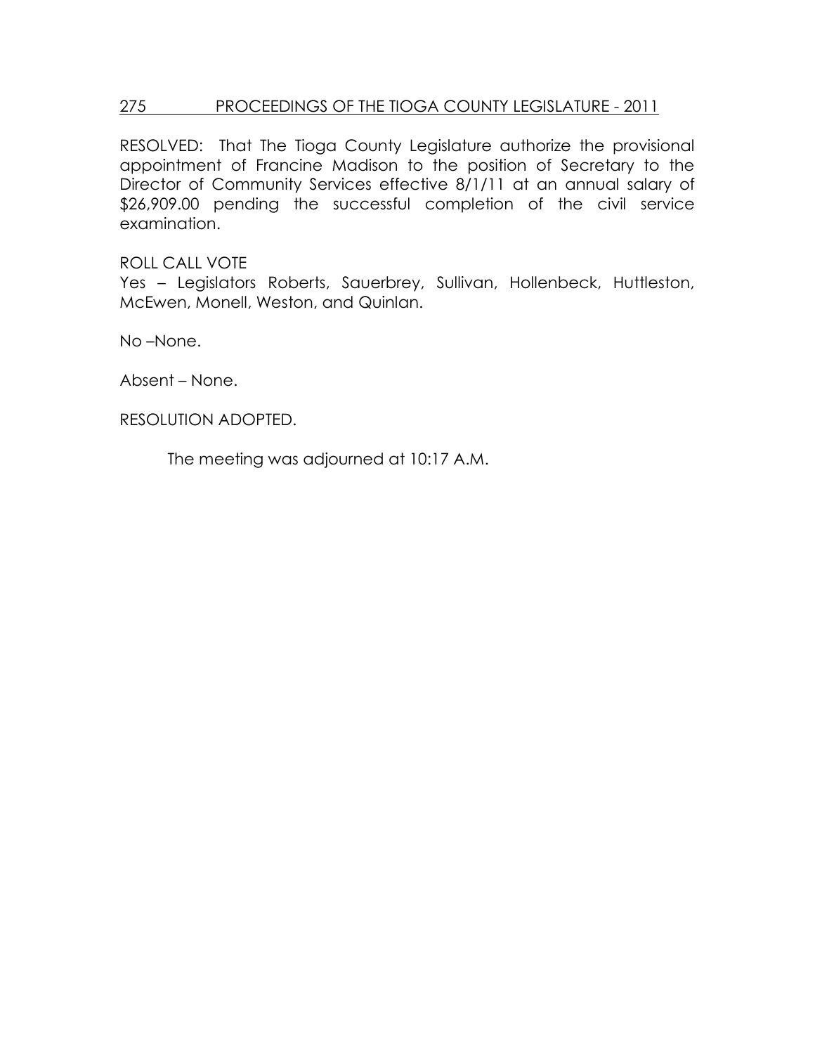RESOLVED: That The Tioga County Legislature authorize the provisional appointment of Francine Madison to the position of Secretary to the Director of Community Services effective 8/1/11 at an annual salary of $26,909.00 pending the successful completion of the civil service examination.

ROLL CALL VOTE
Yes – Legislators Roberts, Sauerbrey, Sullivan, Hollenbeck, Huttleston, McEwen, Monell, Weston, and Quinlan.

No –None.

Absent – None.

RESOLUTION ADOPTED.

The meeting was adjourned at 10:17 A.M.